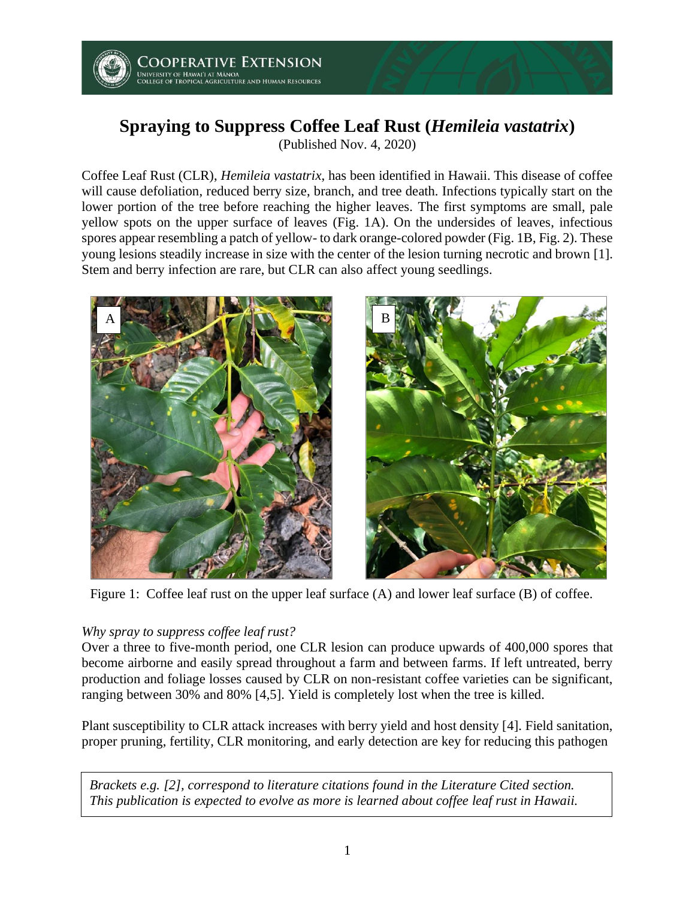# Spraying to Suppress Coffee Leaf Rust (*Hemileia vastatrix*)

(Published Nov. 4, 2020)

Coffee Leaf Rust (CLR), *Hemileia vastatrix*, has been identified in Hawaii. This disease of coffee will cause defoliation, reduced berry size, branch, and tree death. Infections typically start on the lower portion of the tree before reaching the higher leaves. The first symptoms are small, pale yellow spots on the upper surface of leaves (Fig. 1A). On the undersides of leaves, infectious spores appear resembling a patch of yellow- to dark orange-colored powder (Fig. 1B, Fig. 2). These young lesions steadily increase in size with the center of the lesion turning necrotic and brown [1]. Stem and berry infection are rare, but CLR can also affect young seedlings.

Figure 1: Coffee leaf rust on the upper leaf surface (A) and lower leaf surface (B) of coffee.

*Why spray to suppress coffee leaf rust?*

Over a three to five-month period, one CLR lesion can produce upwards of 400,000 spores that become airborne and easily spread throughout a farm and between farms. If left untreated, berry production and foliage losses caused by CLR on non-resistant coffee varieties can be significant, ranging between 30% and 80% [4,5]. Yield is completely lost when the tree is killed.

Plant susceptibility to CLR attack increases with berry yield and host density [4]. Field sanitation, proper pruning, fertility, CLR monitoring, and early detection are key for reducing this pathogen

*Brackets e.g. [2], correspond to literature citations found in the Literature Cited section. This publication is expected to evolve as more is learned about coffee leaf rust in Hawaii.*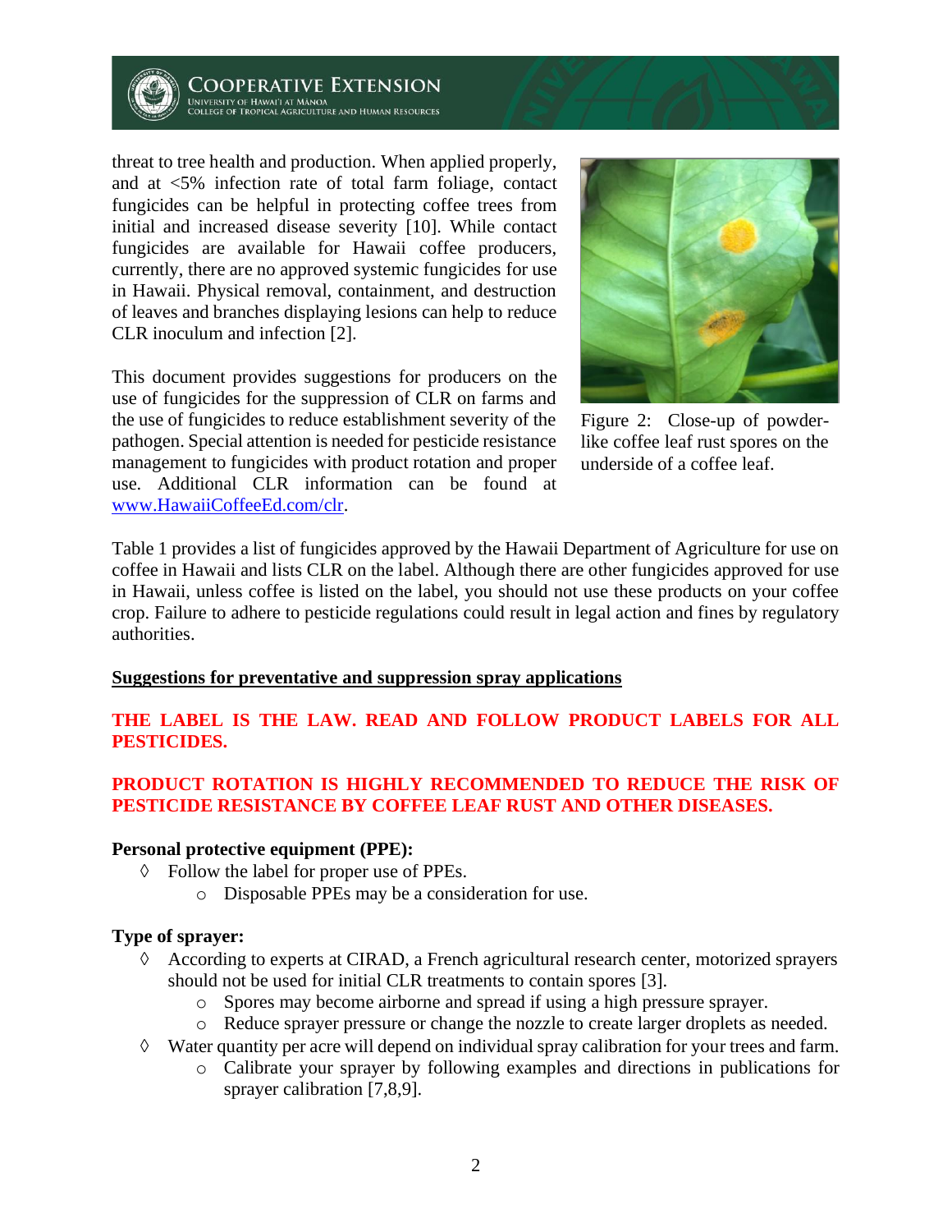threat to tree health and production. When applied properly, and at <5% infection rate of total farm foliage, contact fungicides can be helpful in protecting coffee trees from initial and increased disease severity [10]. While contact fungicides are available for Hawaii coffee producers, currently, there are no approved systemic fungicides for use in Hawaii. Physical removal, containment, and destruction of leaves and branches displaying lesions can help to reduce CLR inoculum and infection [2].

This document provides suggestions for producers on the use of fungicides for the suppression of CLR on farms and the use of fungicides to reduce establishment severity of the pathogen. Special attention is needed for pesticide resistance management to fungicides with product rotation and proper use. Additional CLR information can be found at www.HawaiiCoffeeEd.com/clr.

Figure 2: Close-up of powder-like coffee leaf rust spores on the underside of a coffee leaf.

Table 1 provides a list of fungicides approved by the Hawaii Department of Agriculture for use on coffee in Hawaii and lists CLR on the label. Although there are other fungicides approved for use in Hawaii, unless coffee is listed on the label, you should not use these products on your coffee crop. Failure to adhere to pesticide regulations could result in legal action and fines by regulatory authorities.

## Suggestions for preventative and suppression spray applications

**THE LABEL IS THE LAW. READ AND FOLLOW PRODUCT LABELS FOR ALL PESTICIDES.**

**PRODUCT ROTATION IS HIGHLY RECOMMENDED TO REDUCE THE RISK OF PESTICIDE RESISTANCE BY COFFEE LEAF RUST AND OTHER DISEASES.**

**Personal protective equipment (PPE):**

- Follow the label for proper use of PPEs.
    - Disposable PPEs may be a consideration for use.

**Type of sprayer:**

- According to experts at CIRAD, a French agricultural research center, motorized sprayers should not be used for initial CLR treatments to contain spores [3].
    - Spores may become airborne and spread if using a high pressure sprayer.
    - Reduce sprayer pressure or change the nozzle to create larger droplets as needed.
- Water quantity per acre will depend on individual spray calibration for your trees and farm.
    - Calibrate your sprayer by following examples and directions in publications for sprayer calibration [7,8,9].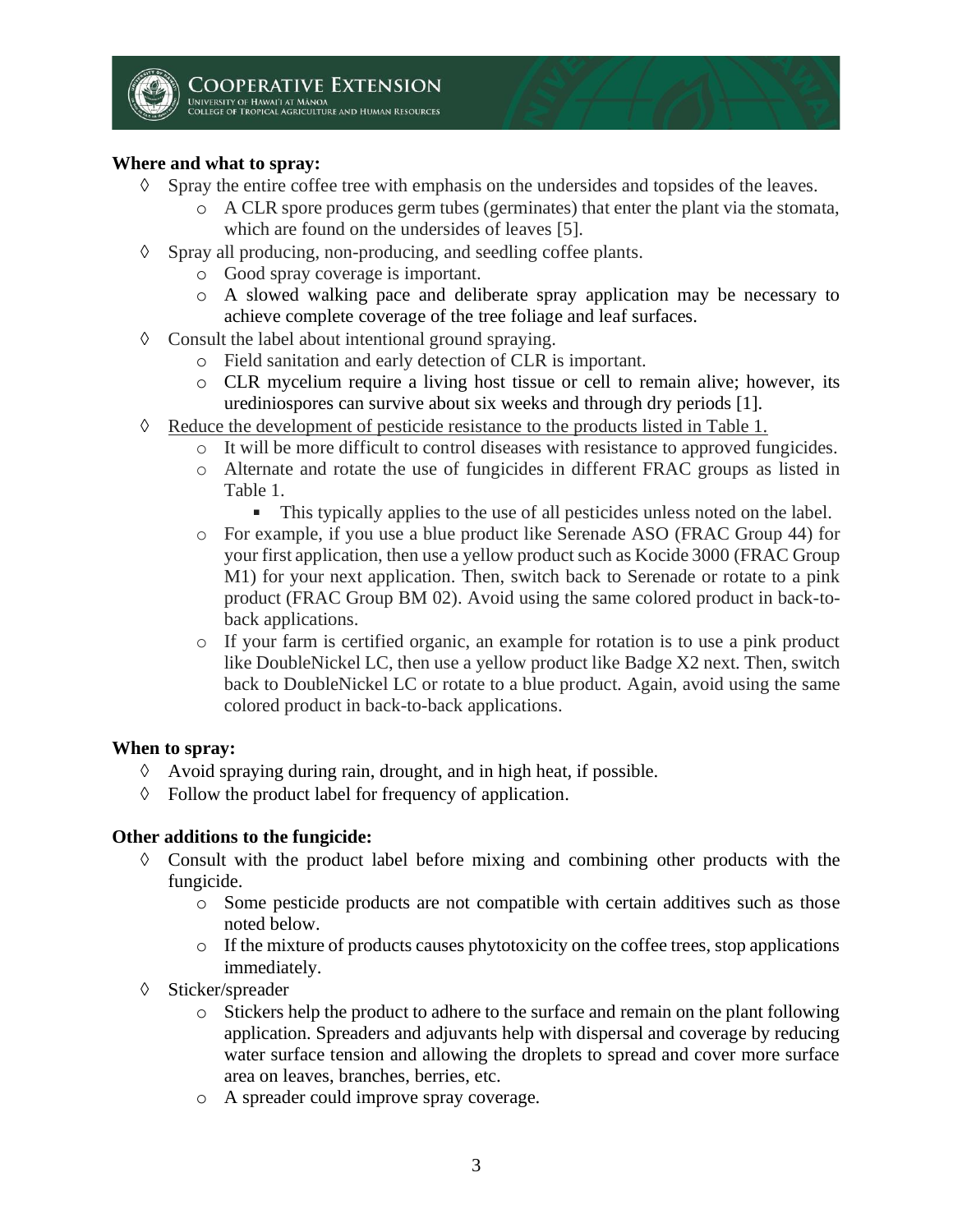**Where and what to spray:**

- Spray the entire coffee tree with emphasis on the undersides and topsides of the leaves.
  - A CLR spore produces germ tubes (germinates) that enter the plant via the stomata, which are found on the undersides of leaves [5].
- Spray all producing, non-producing, and seedling coffee plants.
  - Good spray coverage is important.
  - A slowed walking pace and deliberate spray application may be necessary to achieve complete coverage of the tree foliage and leaf surfaces.
- Consult the label about intentional ground spraying.
  - Field sanitation and early detection of CLR is important.
  - CLR mycelium require a living host tissue or cell to remain alive; however, its urediniospores can survive about six weeks and through dry periods [1].
- Reduce the development of pesticide resistance to the products listed in Table 1.
  - It will be more difficult to control diseases with resistance to approved fungicides.
  - Alternate and rotate the use of fungicides in different FRAC groups as listed in Table 1.
    - This typically applies to the use of all pesticides unless noted on the label.
  - For example, if you use a blue product like Serenade ASO (FRAC Group 44) for your first application, then use a yellow product such as Kocide 3000 (FRAC Group M1) for your next application. Then, switch back to Serenade or rotate to a pink product (FRAC Group BM 02). Avoid using the same colored product in back-to-back applications.
  - If your farm is certified organic, an example for rotation is to use a pink product like DoubleNickel LC, then use a yellow product like Badge X2 next. Then, switch back to DoubleNickel LC or rotate to a blue product. Again, avoid using the same colored product in back-to-back applications.

**When to spray:**

- Avoid spraying during rain, drought, and in high heat, if possible.
- Follow the product label for frequency of application.

**Other additions to the fungicide:**

- Consult with the product label before mixing and combining other products with the fungicide.
  - Some pesticide products are not compatible with certain additives such as those noted below.
  - If the mixture of products causes phytotoxicity on the coffee trees, stop applications immediately.
- Sticker/spreader
  - Stickers help the product to adhere to the surface and remain on the plant following application. Spreaders and adjuvants help with dispersal and coverage by reducing water surface tension and allowing the droplets to spread and cover more surface area on leaves, branches, berries, etc.
  - A spreader could improve spray coverage.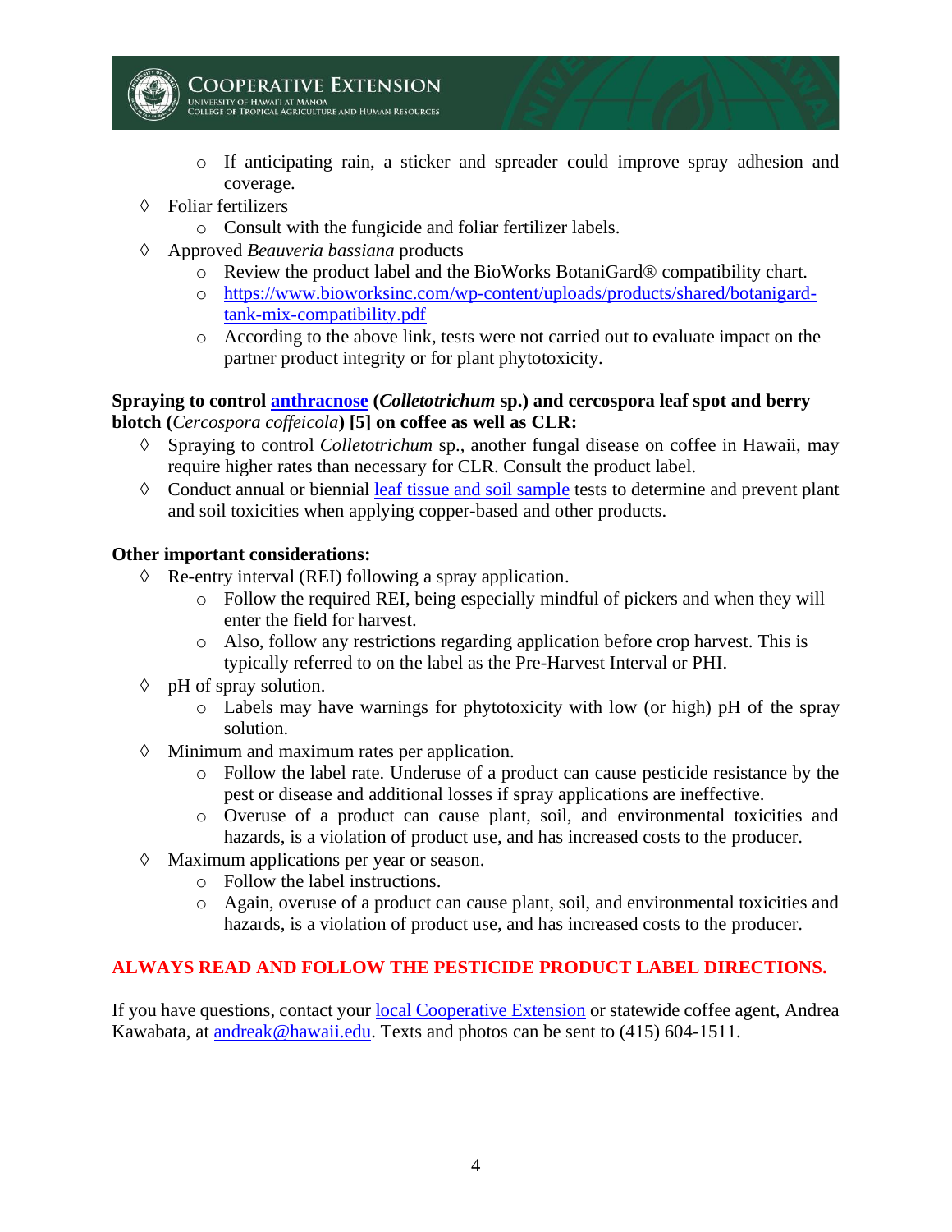- If anticipating rain, a sticker and spreader could improve spray adhesion and coverage.

- Foliar fertilizers
  - Consult with the fungicide and foliar fertilizer labels.
- Approved *Beauveria bassiana* products
  - Review the product label and the BioWorks BotaniGard® compatibility chart.
  - https://www.bioworksinc.com/wp-content/uploads/products/shared/botanigard-tank-mix-compatibility.pdf
  - According to the above link, tests were not carried out to evaluate impact on the partner product integrity or for plant phytotoxicity.

**Spraying to control anthracnose (*Colletotrichum* sp.) and cercospora leaf spot and berry blotch (*Cercospora coffeicola*) [5] on coffee as well as CLR:**

- Spraying to control *Colletotrichum* sp., another fungal disease on coffee in Hawaii, may require higher rates than necessary for CLR. Consult the product label.
- Conduct annual or biennial leaf tissue and soil sample tests to determine and prevent plant and soil toxicities when applying copper-based and other products.

**Other important considerations:**

- Re-entry interval (REI) following a spray application.
  - Follow the required REI, being especially mindful of pickers and when they will enter the field for harvest.
  - Also, follow any restrictions regarding application before crop harvest. This is typically referred to on the label as the Pre-Harvest Interval or PHI.
- pH of spray solution.
  - Labels may have warnings for phytotoxicity with low (or high) pH of the spray solution.
- Minimum and maximum rates per application.
  - Follow the label rate. Underuse of a product can cause pesticide resistance by the pest or disease and additional losses if spray applications are ineffective.
  - Overuse of a product can cause plant, soil, and environmental toxicities and hazards, is a violation of product use, and has increased costs to the producer.
- Maximum applications per year or season.
  - Follow the label instructions.
  - Again, overuse of a product can cause plant, soil, and environmental toxicities and hazards, is a violation of product use, and has increased costs to the producer.

**ALWAYS READ AND FOLLOW THE PESTICIDE PRODUCT LABEL DIRECTIONS.**

If you have questions, contact your local Cooperative Extension or statewide coffee agent, Andrea Kawabata, at andreak@hawaii.edu. Texts and photos can be sent to (415) 604-1511.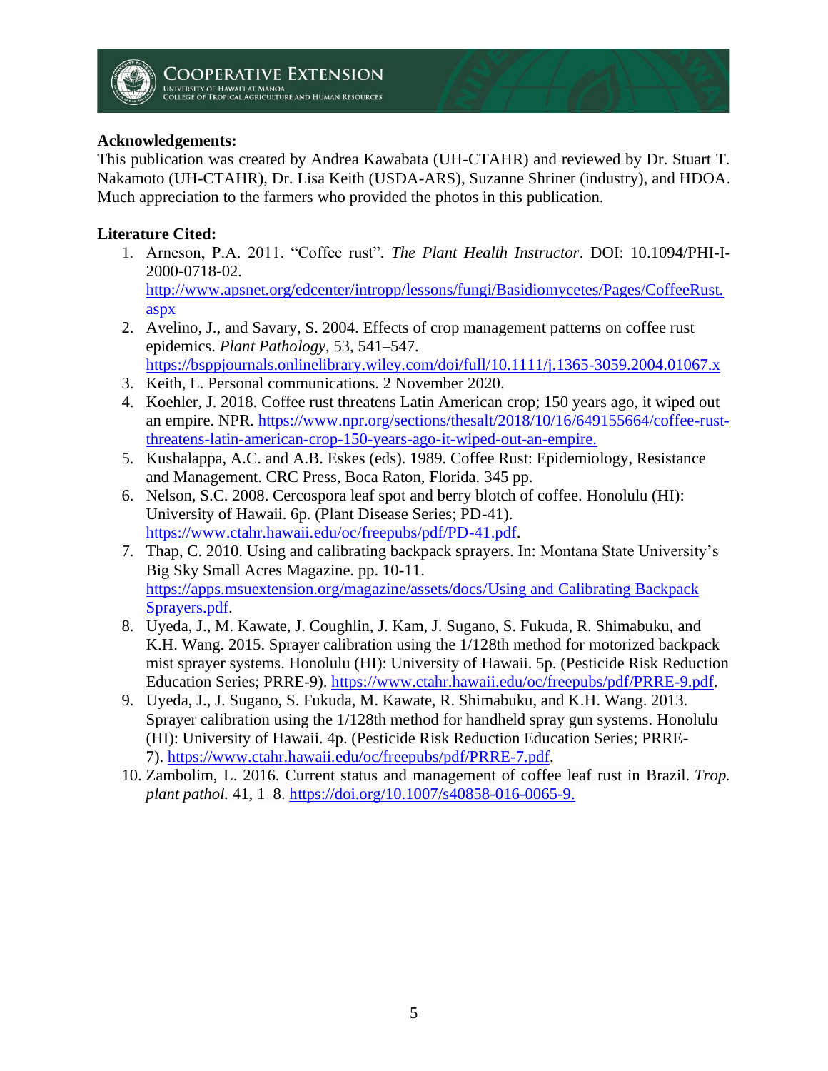**Acknowledgements:**

This publication was created by Andrea Kawabata (UH-CTAHR) and reviewed by Dr. Stuart T. Nakamoto (UH-CTAHR), Dr. Lisa Keith (USDA-ARS), Suzanne Shriner (industry), and HDOA. Much appreciation to the farmers who provided the photos in this publication.

**Literature Cited:**

1. Arneson, P.A. 2011. "Coffee rust". *The Plant Health Instructor*. DOI: 10.1094/PHI-I-2000-0718-02. http://www.apsnet.org/edcenter/intropp/lessons/fungi/Basidiomycetes/Pages/CoffeeRust.aspx
2. Avelino, J., and Savary, S. 2004. Effects of crop management patterns on coffee rust epidemics. *Plant Pathology*, 53, 541–547. https://bsppjournals.onlinelibrary.wiley.com/doi/full/10.1111/j.1365-3059.2004.01067.x
3. Keith, L. Personal communications. 2 November 2020.
4. Koehler, J. 2018. Coffee rust threatens Latin American crop; 150 years ago, it wiped out an empire. NPR. https://www.npr.org/sections/thesalt/2018/10/16/649155664/coffee-rust-threatens-latin-american-crop-150-years-ago-it-wiped-out-an-empire.
5. Kushalappa, A.C. and A.B. Eskes (eds). 1989. Coffee Rust: Epidemiology, Resistance and Management. CRC Press, Boca Raton, Florida. 345 pp.
6. Nelson, S.C. 2008. Cercospora leaf spot and berry blotch of coffee. Honolulu (HI): University of Hawaii. 6p. (Plant Disease Series; PD-41). https://www.ctahr.hawaii.edu/oc/freepubs/pdf/PD-41.pdf.
7. Thap, C. 2010. Using and calibrating backpack sprayers. In: Montana State University's Big Sky Small Acres Magazine. pp. 10-11. https://apps.msuextension.org/magazine/assets/docs/Using and Calibrating Backpack Sprayers.pdf.
8. Uyeda, J., M. Kawate, J. Coughlin, J. Kam, J. Sugano, S. Fukuda, R. Shimabuku, and K.H. Wang. 2015. Sprayer calibration using the 1/128th method for motorized backpack mist sprayer systems. Honolulu (HI): University of Hawaii. 5p. (Pesticide Risk Reduction Education Series; PRRE-9). https://www.ctahr.hawaii.edu/oc/freepubs/pdf/PRRE-9.pdf.
9. Uyeda, J., J. Sugano, S. Fukuda, M. Kawate, R. Shimabuku, and K.H. Wang. 2013. Sprayer calibration using the 1/128th method for handheld spray gun systems. Honolulu (HI): University of Hawaii. 4p. (Pesticide Risk Reduction Education Series; PRRE-7). https://www.ctahr.hawaii.edu/oc/freepubs/pdf/PRRE-7.pdf.
10. Zambolim, L. 2016. Current status and management of coffee leaf rust in Brazil. *Trop. plant pathol.* 41, 1–8. https://doi.org/10.1007/s40858-016-0065-9.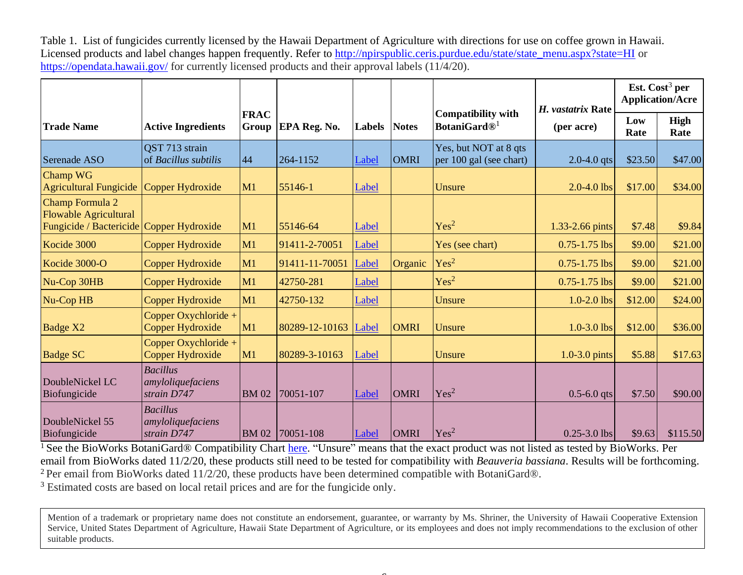Table 1. List of fungicides currently licensed by the Hawaii Department of Agriculture with directions for use on coffee grown in Hawaii. Licensed products and label changes happen frequently. Refer to http://npirspublic.ceris.purdue.edu/state/state_menu.aspx?state=HI or https://opendata.hawaii.gov/ for currently licensed products and their approval labels (11/4/20).

| Trade Name | Active Ingredients | FRAC Group | EPA Reg. No. | Labels | Notes | Compatibility with BotaniGard®[1] | *H. vastatrix* Rate (per acre) | Est. Cost[3] per Application/Acre | |
|---|---|---|---|---|---|---|---|---|---|
| | | | | | | | | Low Rate | High Rate |
| Serenade ASO | QST 713 strain of *Bacillus subtilis* | 44 | 264-1152 | Label | OMRI | Yes, but NOT at 8 qts per 100 gal (see chart) | 2.0-4.0 qts | $23.50 | $47.00 |
| Champ WG Agricultural Fungicide | Copper Hydroxide | M1 | 55146-1 | Label | | Unsure | 2.0-4.0 lbs | $17.00 | $34.00 |
| Champ Formula 2 Flowable Agricultural Fungicide / Bactericide | Copper Hydroxide | M1 | 55146-64 | Label | | Yes[2] | 1.33-2.66 pints | $7.48 | $9.84 |
| Kocide 3000 | Copper Hydroxide | M1 | 91411-2-70051 | Label | | Yes (see chart) | 0.75-1.75 lbs | $9.00 | $21.00 |
| Kocide 3000-O | Copper Hydroxide | M1 | 91411-11-70051 | Label | Organic | Yes[2] | 0.75-1.75 lbs | $9.00 | $21.00 |
| Nu-Cop 30HB | Copper Hydroxide | M1 | 42750-281 | Label | | Yes[2] | 0.75-1.75 lbs | $9.00 | $21.00 |
| Nu-Cop HB | Copper Hydroxide | M1 | 42750-132 | Label | | Unsure | 1.0-2.0 lbs | $12.00 | $24.00 |
| Badge X2 | Copper Oxychloride + Copper Hydroxide | M1 | 80289-12-10163 | Label | OMRI | Unsure | 1.0-3.0 lbs | $12.00 | $36.00 |
| Badge SC | Copper Oxychloride + Copper Hydroxide | M1 | 80289-3-10163 | Label | | Unsure | 1.0-3.0 pints | $5.88 | $17.63 |
| DoubleNickel LC Biofungicide | *Bacillus amyloliquefaciens strain D747* | BM 02 | 70051-107 | Label | OMRI | Yes[2] | 0.5-6.0 qts | $7.50 | $90.00 |
| DoubleNickel 55 Biofungicide | *Bacillus amyloliquefaciens strain D747* | BM 02 | 70051-108 | Label | OMRI | Yes[2] | 0.25-3.0 lbs | $9.63 | $115.50 |

[1] See the BioWorks BotaniGard® Compatibility Chart here. "Unsure" means that the exact product was not listed as tested by BioWorks. Per email from BioWorks dated 11/2/20, these products still need to be tested for compatibility with *Beauveria bassiana*. Results will be forthcoming.
[2] Per email from BioWorks dated 11/2/20, these products have been determined compatible with BotaniGard®.
[3] Estimated costs are based on local retail prices and are for the fungicide only.

Mention of a trademark or proprietary name does not constitute an endorsement, guarantee, or warranty by Ms. Shriner, the University of Hawaii Cooperative Extension Service, United States Department of Agriculture, Hawaii State Department of Agriculture, or its employees and does not imply recommendations to the exclusion of other suitable products.